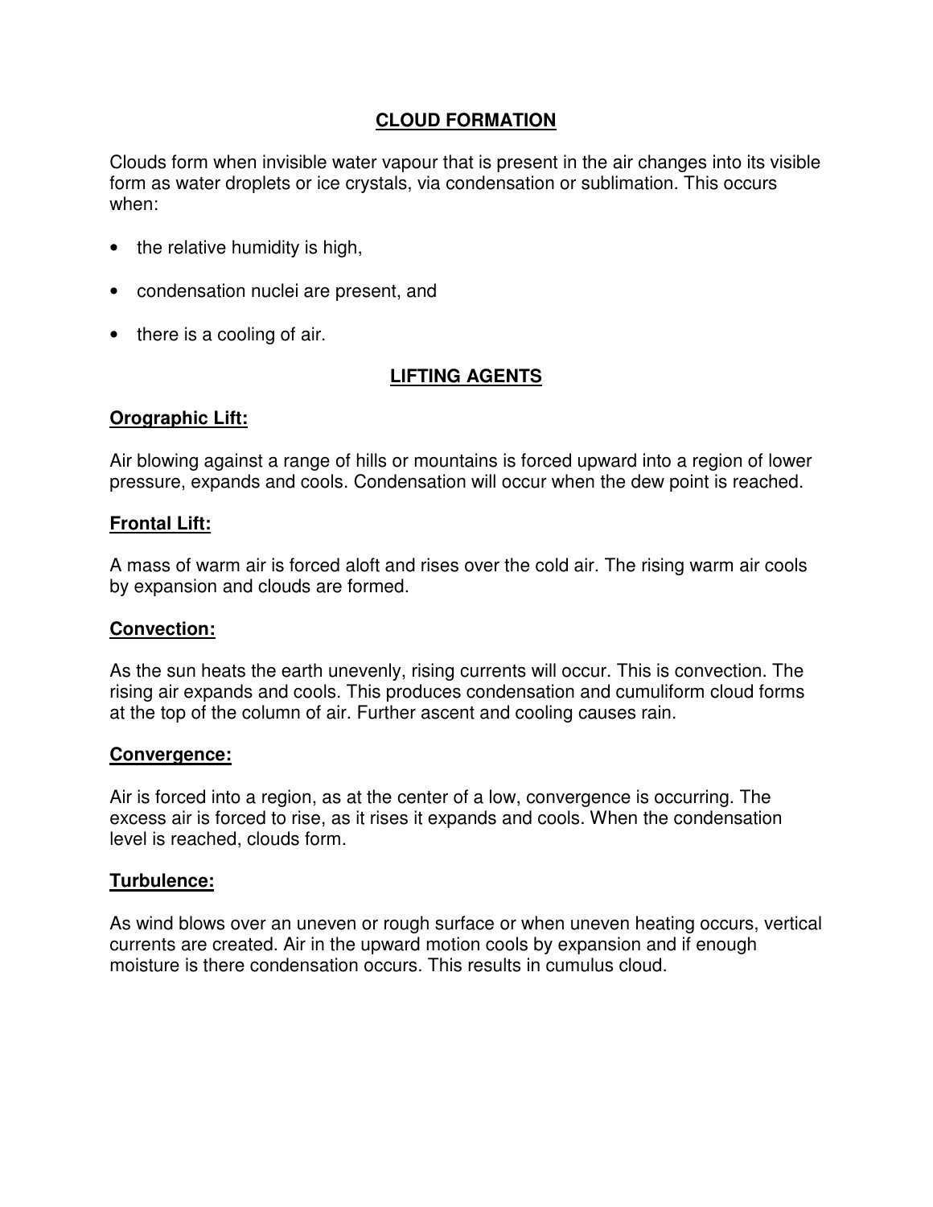# CLOUD FORMATION

Clouds form when invisible water vapour that is present in the air changes into its visible form as water droplets or ice crystals, via condensation or sublimation. This occurs when:

- the relative humidity is high,
- condensation nuclei are present, and
- there is a cooling of air.

## LIFTING AGENTS

### Orographic Lift:

Air blowing against a range of hills or mountains is forced upward into a region of lower pressure, expands and cools. Condensation will occur when the dew point is reached.

### Frontal Lift:

A mass of warm air is forced aloft and rises over the cold air. The rising warm air cools by expansion and clouds are formed.

### Convection:

As the sun heats the earth unevenly, rising currents will occur. This is convection. The rising air expands and cools. This produces condensation and cumuliform cloud forms at the top of the column of air. Further ascent and cooling causes rain.

### Convergence:

Air is forced into a region, as at the center of a low, convergence is occurring. The excess air is forced to rise, as it rises it expands and cools. When the condensation level is reached, clouds form.

### Turbulence:

As wind blows over an uneven or rough surface or when uneven heating occurs, vertical currents are created. Air in the upward motion cools by expansion and if enough moisture is there condensation occurs. This results in cumulus cloud.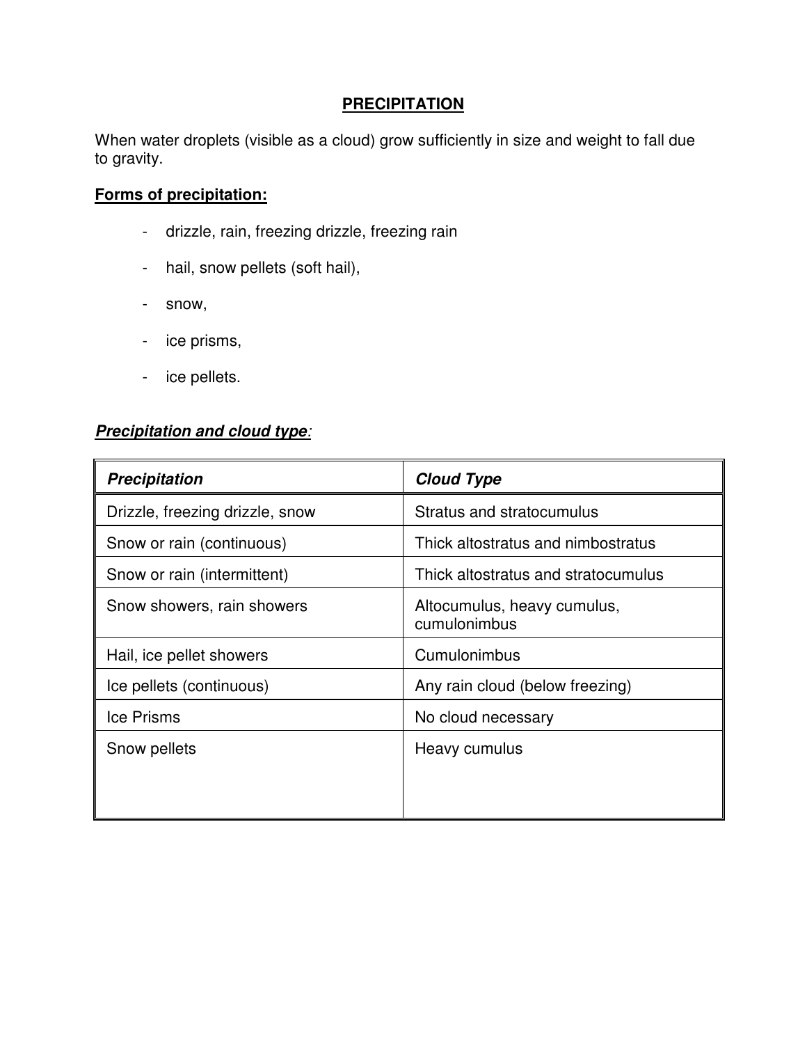# PRECIPITATION

When water droplets (visible as a cloud) grow sufficiently in size and weight to fall due to gravity.

**Forms of precipitation:**

- drizzle, rain, freezing drizzle, freezing rain
- hail, snow pellets (soft hail),
- snow,
- ice prisms,
- ice pellets.

***Precipitation and cloud type:***

| *Precipitation* | *Cloud Type* |
|---|---|
| Drizzle, freezing drizzle, snow | Stratus and stratocumulus |
| Snow or rain (continuous) | Thick altostratus and nimbostratus |
| Snow or rain (intermittent) | Thick altostratus and stratocumulus |
| Snow showers, rain showers | Altocumulus, heavy cumulus, cumulonimbus |
| Hail, ice pellet showers | Cumulonimbus |
| Ice pellets (continuous) | Any rain cloud (below freezing) |
| Ice Prisms | No cloud necessary |
| Snow pellets | Heavy cumulus |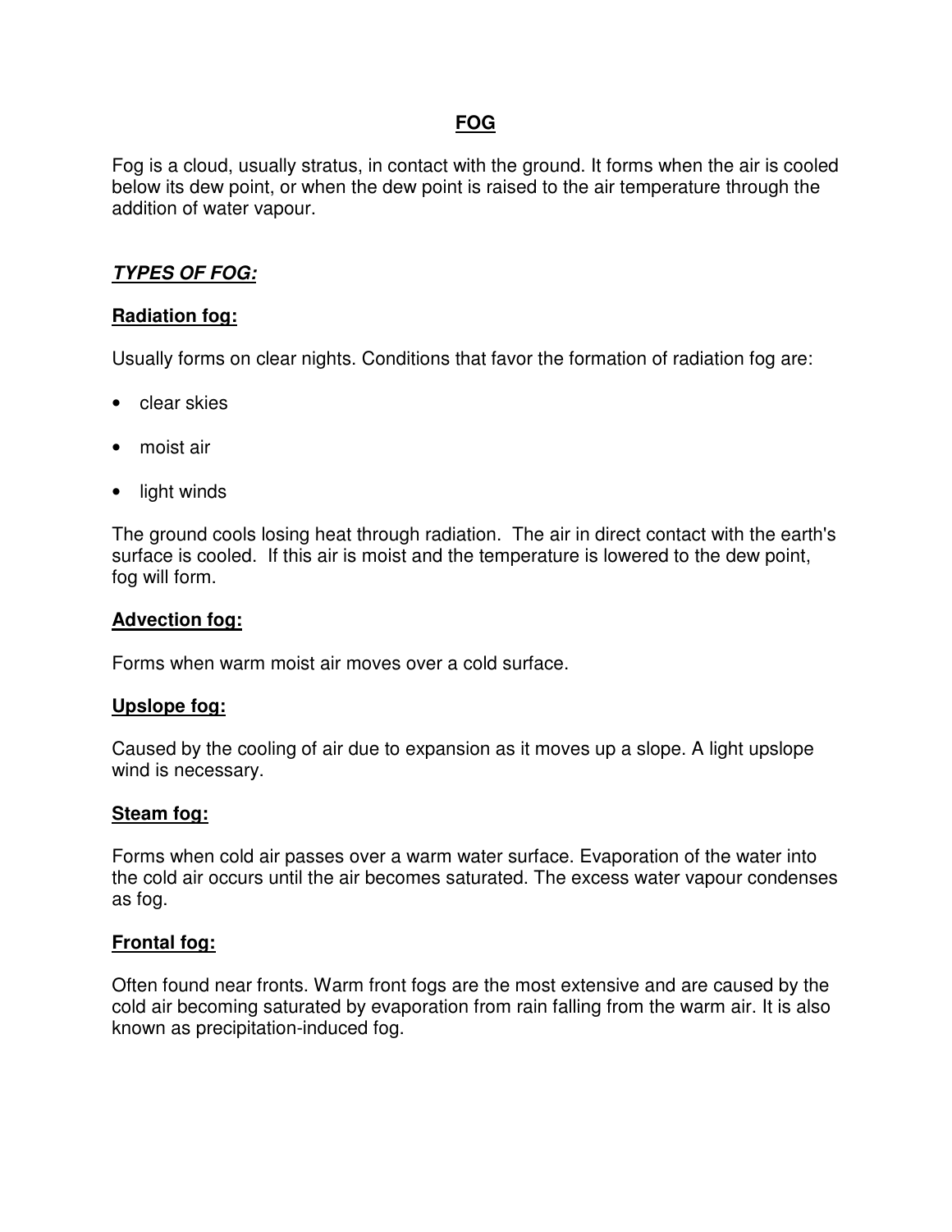# FOG

Fog is a cloud, usually stratus, in contact with the ground. It forms when the air is cooled below its dew point, or when the dew point is raised to the air temperature through the addition of water vapour.

## ***TYPES OF FOG:***

### Radiation fog:

Usually forms on clear nights. Conditions that favor the formation of radiation fog are:

- clear skies
- moist air
- light winds

The ground cools losing heat through radiation. The air in direct contact with the earth's surface is cooled. If this air is moist and the temperature is lowered to the dew point, fog will form.

### Advection fog:

Forms when warm moist air moves over a cold surface.

### Upslope fog:

Caused by the cooling of air due to expansion as it moves up a slope. A light upslope wind is necessary.

### Steam fog:

Forms when cold air passes over a warm water surface. Evaporation of the water into the cold air occurs until the air becomes saturated. The excess water vapour condenses as fog.

### Frontal fog:

Often found near fronts. Warm front fogs are the most extensive and are caused by the cold air becoming saturated by evaporation from rain falling from the warm air. It is also known as precipitation-induced fog.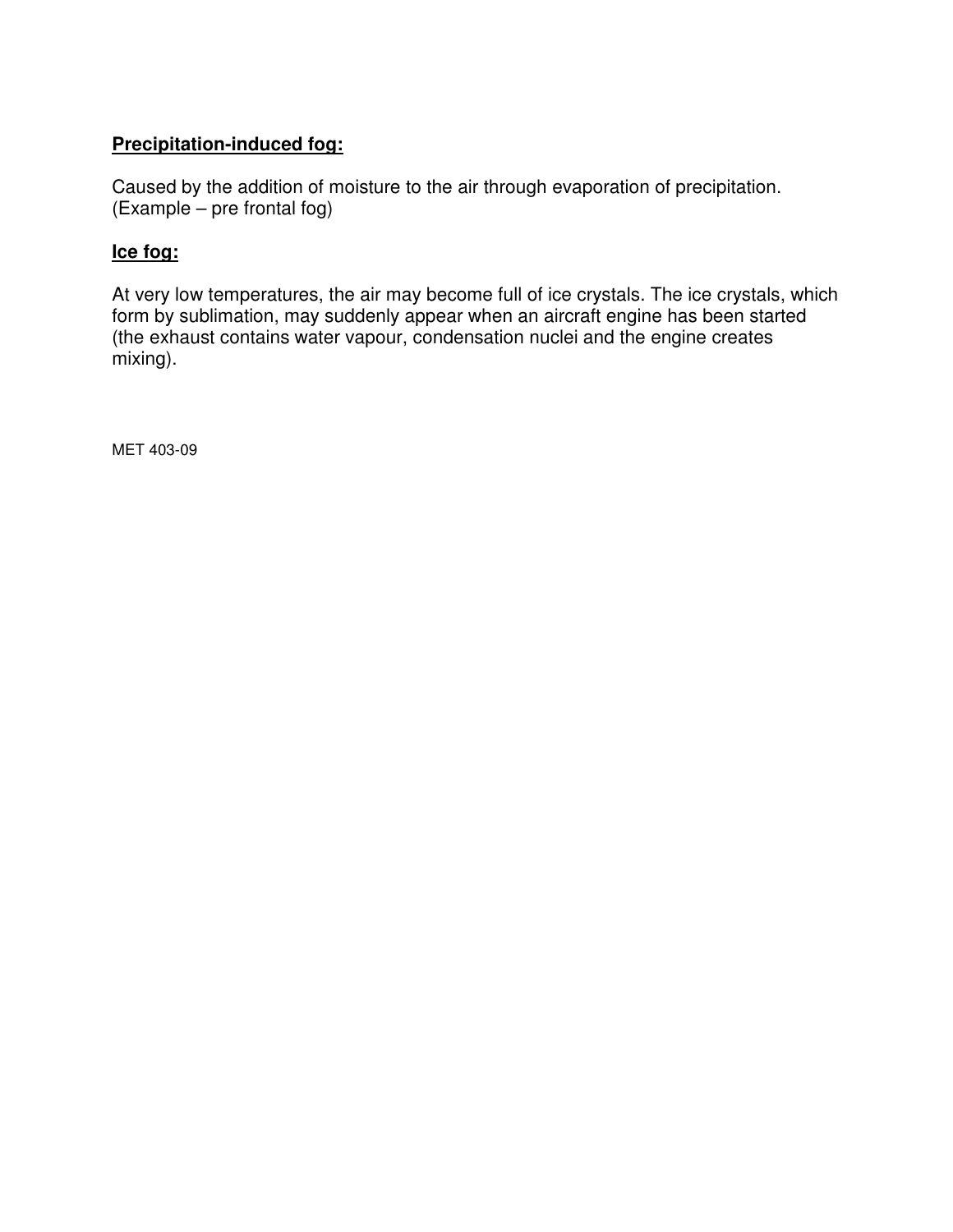**Precipitation-induced fog:**

Caused by the addition of moisture to the air through evaporation of precipitation. (Example – pre frontal fog)

**Ice fog:**

At very low temperatures, the air may become full of ice crystals. The ice crystals, which form by sublimation, may suddenly appear when an aircraft engine has been started (the exhaust contains water vapour, condensation nuclei and the engine creates mixing).